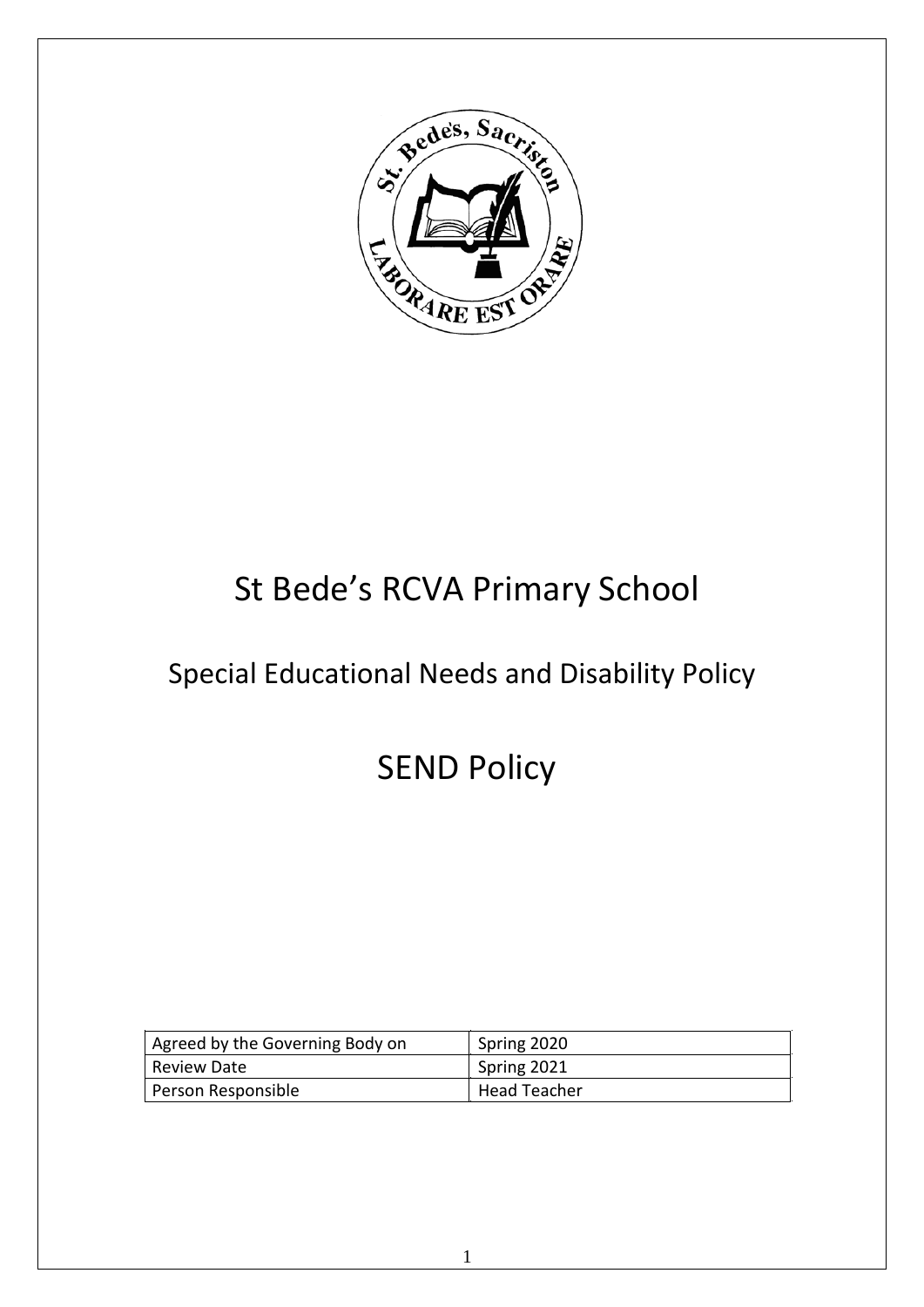# St Bede's RCVA Primary School

## Special Educational Needs and Disability Policy

# SEND Policy

| Agreed by the Governing Body on | Spring 2020 |
| --- | --- |
| Review Date | Spring 2021 |
| Person Responsible | Head Teacher |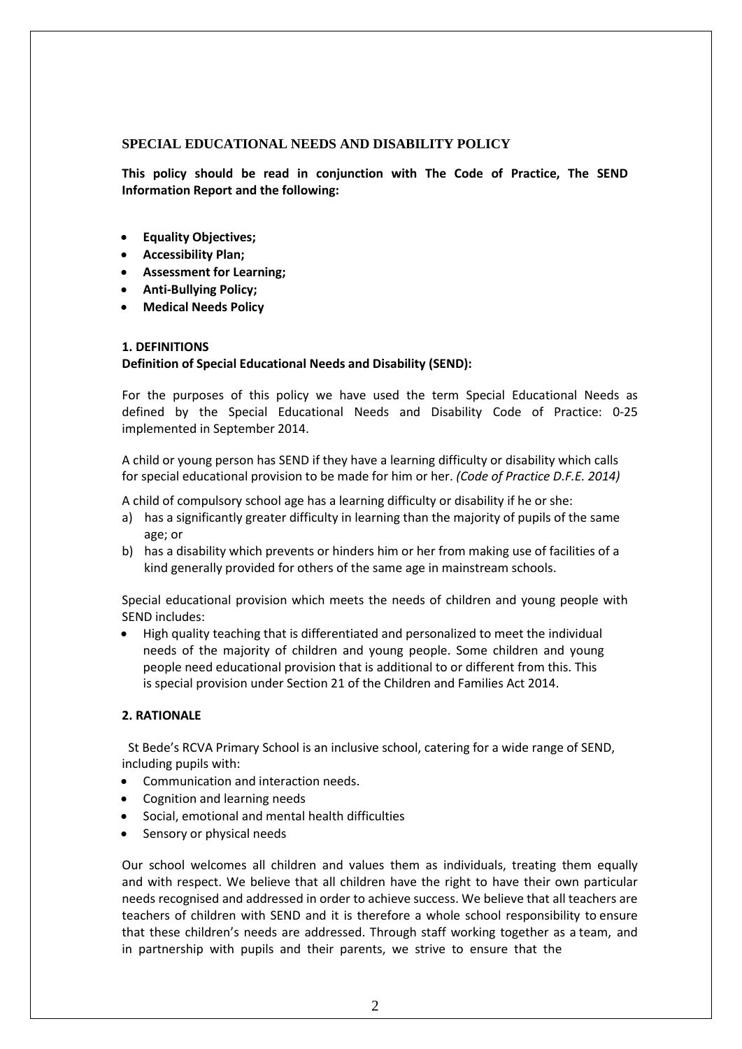## SPECIAL EDUCATIONAL NEEDS AND DISABILITY POLICY

**This policy should be read in conjunction with The Code of Practice, The SEND Information Report and the following:**

- **Equality Objectives;**
- **Accessibility Plan;**
- **Assessment for Learning;**
- **Anti-Bullying Policy;**
- **Medical Needs Policy**

### 1. DEFINITIONS

**Definition of Special Educational Needs and Disability (SEND):**

For the purposes of this policy we have used the term Special Educational Needs as defined by the Special Educational Needs and Disability Code of Practice: 0-25 implemented in September 2014.

A child or young person has SEND if they have a learning difficulty or disability which calls for special educational provision to be made for him or her. *(Code of Practice D.F.E. 2014)*

A child of compulsory school age has a learning difficulty or disability if he or she:

a) has a significantly greater difficulty in learning than the majority of pupils of the same age; or
b) has a disability which prevents or hinders him or her from making use of facilities of a kind generally provided for others of the same age in mainstream schools.

Special educational provision which meets the needs of children and young people with SEND includes:

- High quality teaching that is differentiated and personalized to meet the individual needs of the majority of children and young people. Some children and young people need educational provision that is additional to or different from this. This is special provision under Section 21 of the Children and Families Act 2014.

### 2. RATIONALE

St Bede's RCVA Primary School is an inclusive school, catering for a wide range of SEND, including pupils with:

- Communication and interaction needs.
- Cognition and learning needs
- Social, emotional and mental health difficulties
- Sensory or physical needs

Our school welcomes all children and values them as individuals, treating them equally and with respect. We believe that all children have the right to have their own particular needs recognised and addressed in order to achieve success. We believe that all teachers are teachers of children with SEND and it is therefore a whole school responsibility to ensure that these children's needs are addressed. Through staff working together as a team, and in partnership with pupils and their parents, we strive to ensure that the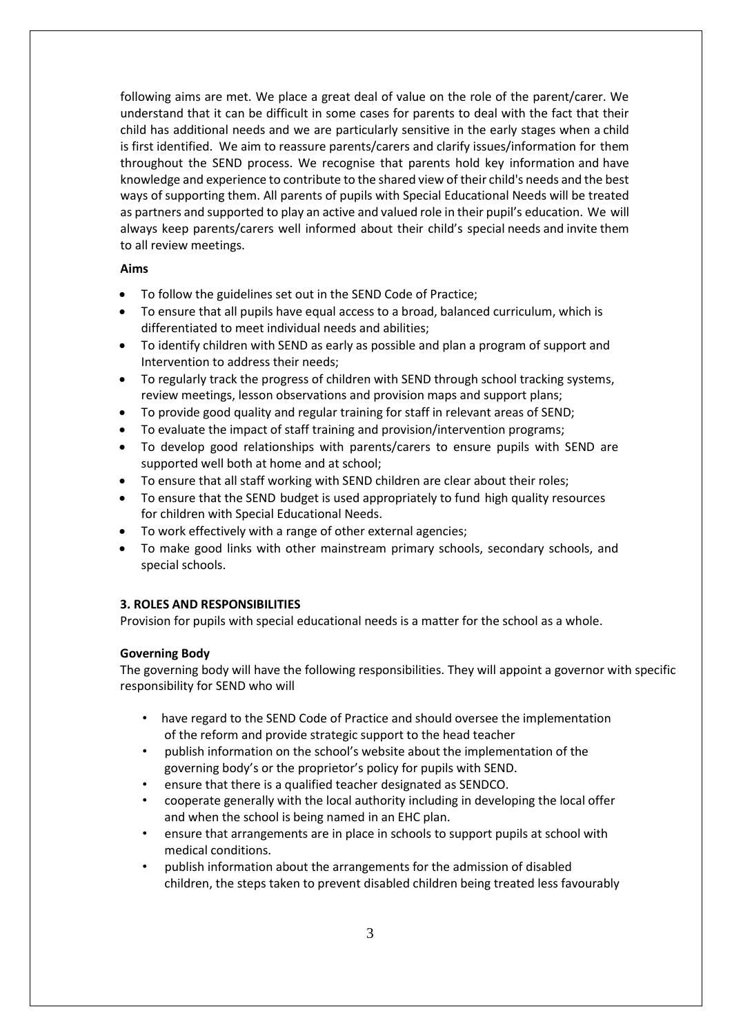following aims are met. We place a great deal of value on the role of the parent/carer. We understand that it can be difficult in some cases for parents to deal with the fact that their child has additional needs and we are particularly sensitive in the early stages when a child is first identified. We aim to reassure parents/carers and clarify issues/information for them throughout the SEND process. We recognise that parents hold key information and have knowledge and experience to contribute to the shared view of their child's needs and the best ways of supporting them. All parents of pupils with Special Educational Needs will be treated as partners and supported to play an active and valued role in their pupil's education. We will always keep parents/carers well informed about their child's special needs and invite them to all review meetings.

**Aims**

- To follow the guidelines set out in the SEND Code of Practice;
- To ensure that all pupils have equal access to a broad, balanced curriculum, which is differentiated to meet individual needs and abilities;
- To identify children with SEND as early as possible and plan a program of support and Intervention to address their needs;
- To regularly track the progress of children with SEND through school tracking systems, review meetings, lesson observations and provision maps and support plans;
- To provide good quality and regular training for staff in relevant areas of SEND;
- To evaluate the impact of staff training and provision/intervention programs;
- To develop good relationships with parents/carers to ensure pupils with SEND are supported well both at home and at school;
- To ensure that all staff working with SEND children are clear about their roles;
- To ensure that the SEND budget is used appropriately to fund high quality resources for children with Special Educational Needs.
- To work effectively with a range of other external agencies;
- To make good links with other mainstream primary schools, secondary schools, and special schools.

**3. ROLES AND RESPONSIBILITIES**

Provision for pupils with special educational needs is a matter for the school as a whole.

**Governing Body**

The governing body will have the following responsibilities. They will appoint a governor with specific responsibility for SEND who will

- have regard to the SEND Code of Practice and should oversee the implementation of the reform and provide strategic support to the head teacher
- publish information on the school's website about the implementation of the governing body's or the proprietor's policy for pupils with SEND.
- ensure that there is a qualified teacher designated as SENDCO.
- cooperate generally with the local authority including in developing the local offer and when the school is being named in an EHC plan.
- ensure that arrangements are in place in schools to support pupils at school with medical conditions.
- publish information about the arrangements for the admission of disabled children, the steps taken to prevent disabled children being treated less favourably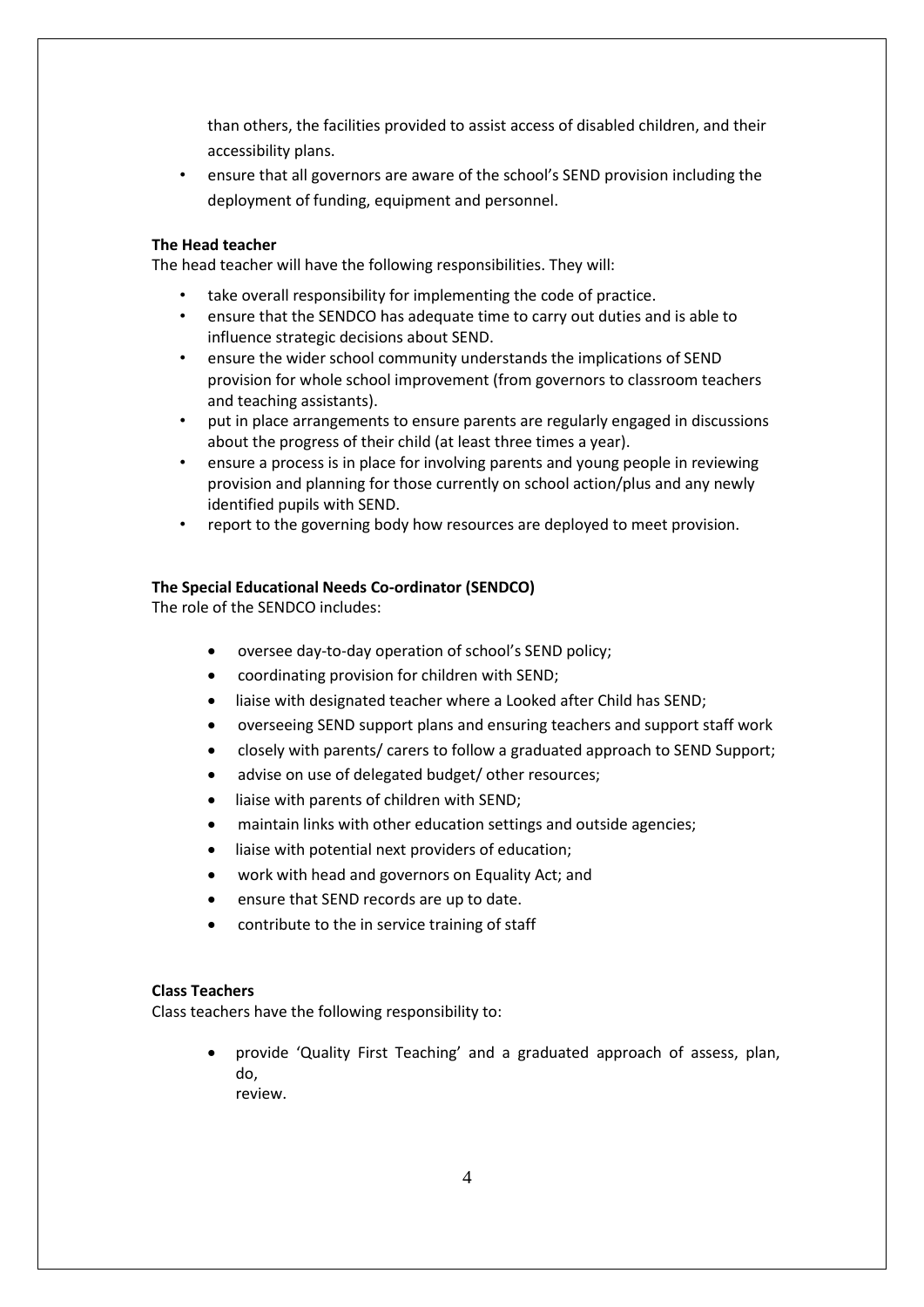than others, the facilities provided to assist access of disabled children, and their accessibility plans.

- ensure that all governors are aware of the school's SEND provision including the deployment of funding, equipment and personnel.

**The Head teacher**

The head teacher will have the following responsibilities. They will:

- take overall responsibility for implementing the code of practice.
- ensure that the SENDCO has adequate time to carry out duties and is able to influence strategic decisions about SEND.
- ensure the wider school community understands the implications of SEND provision for whole school improvement (from governors to classroom teachers and teaching assistants).
- put in place arrangements to ensure parents are regularly engaged in discussions about the progress of their child (at least three times a year).
- ensure a process is in place for involving parents and young people in reviewing provision and planning for those currently on school action/plus and any newly identified pupils with SEND.
- report to the governing body how resources are deployed to meet provision.

**The Special Educational Needs Co-ordinator (SENDCO)**

The role of the SENDCO includes:

- oversee day-to-day operation of school's SEND policy;
- coordinating provision for children with SEND;
- liaise with designated teacher where a Looked after Child has SEND;
- overseeing SEND support plans and ensuring teachers and support staff work
- closely with parents/ carers to follow a graduated approach to SEND Support;
- advise on use of delegated budget/ other resources;
- liaise with parents of children with SEND;
- maintain links with other education settings and outside agencies;
- liaise with potential next providers of education;
- work with head and governors on Equality Act; and
- ensure that SEND records are up to date.
- contribute to the in service training of staff

**Class Teachers**

Class teachers have the following responsibility to:

- provide 'Quality First Teaching' and a graduated approach of assess, plan, do, review.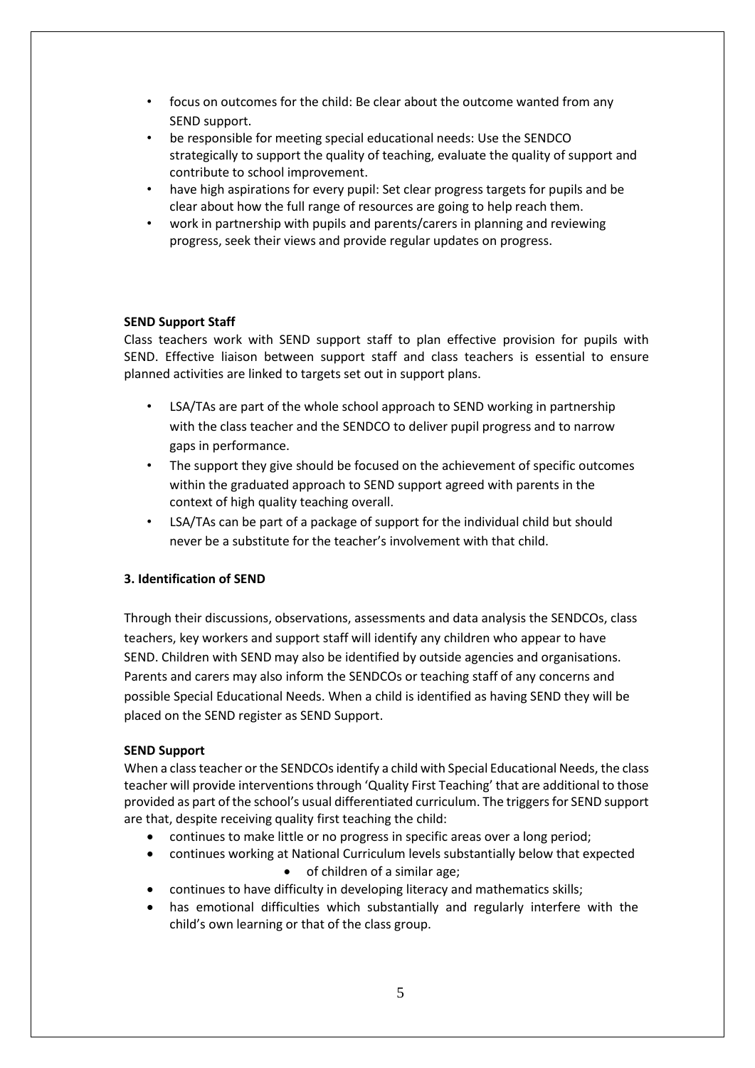- focus on outcomes for the child: Be clear about the outcome wanted from any SEND support.
- be responsible for meeting special educational needs: Use the SENDCO strategically to support the quality of teaching, evaluate the quality of support and contribute to school improvement.
- have high aspirations for every pupil: Set clear progress targets for pupils and be clear about how the full range of resources are going to help reach them.
- work in partnership with pupils and parents/carers in planning and reviewing progress, seek their views and provide regular updates on progress.

**SEND Support Staff**

Class teachers work with SEND support staff to plan effective provision for pupils with SEND. Effective liaison between support staff and class teachers is essential to ensure planned activities are linked to targets set out in support plans.

- LSA/TAs are part of the whole school approach to SEND working in partnership with the class teacher and the SENDCO to deliver pupil progress and to narrow gaps in performance.
- The support they give should be focused on the achievement of specific outcomes within the graduated approach to SEND support agreed with parents in the context of high quality teaching overall.
- LSA/TAs can be part of a package of support for the individual child but should never be a substitute for the teacher's involvement with that child.

## 3. Identification of SEND

Through their discussions, observations, assessments and data analysis the SENDCOs, class teachers, key workers and support staff will identify any children who appear to have SEND. Children with SEND may also be identified by outside agencies and organisations. Parents and carers may also inform the SENDCOs or teaching staff of any concerns and possible Special Educational Needs. When a child is identified as having SEND they will be placed on the SEND register as SEND Support.

**SEND Support**

When a class teacher or the SENDCOs identify a child with Special Educational Needs, the class teacher will provide interventions through 'Quality First Teaching' that are additional to those provided as part of the school's usual differentiated curriculum. The triggers for SEND support are that, despite receiving quality first teaching the child:

- continues to make little or no progress in specific areas over a long period;
- continues working at National Curriculum levels substantially below that expected of children of a similar age;
- continues to have difficulty in developing literacy and mathematics skills;
- has emotional difficulties which substantially and regularly interfere with the child's own learning or that of the class group.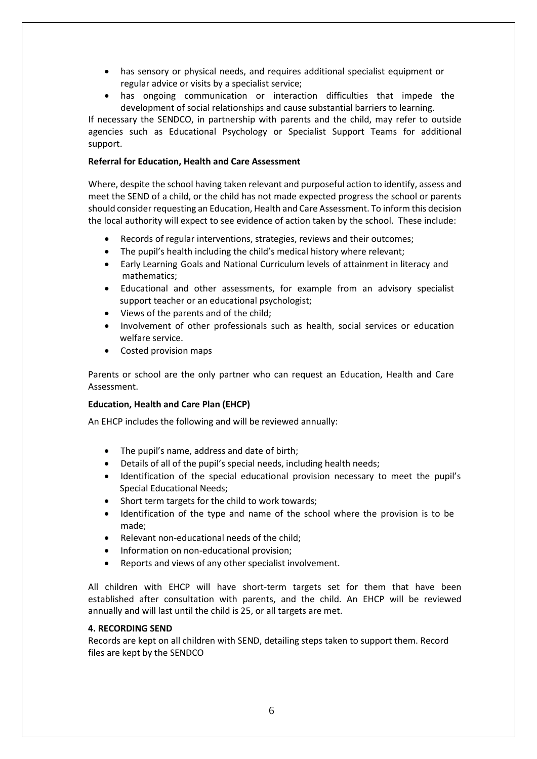- has sensory or physical needs, and requires additional specialist equipment or regular advice or visits by a specialist service;
- has ongoing communication or interaction difficulties that impede the development of social relationships and cause substantial barriers to learning.

If necessary the SENDCO, in partnership with parents and the child, may refer to outside agencies such as Educational Psychology or Specialist Support Teams for additional support.

**Referral for Education, Health and Care Assessment**

Where, despite the school having taken relevant and purposeful action to identify, assess and meet the SEND of a child, or the child has not made expected progress the school or parents should consider requesting an Education, Health and Care Assessment. To inform this decision the local authority will expect to see evidence of action taken by the school. These include:

- Records of regular interventions, strategies, reviews and their outcomes;
- The pupil's health including the child's medical history where relevant;
- Early Learning Goals and National Curriculum levels of attainment in literacy and mathematics;
- Educational and other assessments, for example from an advisory specialist support teacher or an educational psychologist;
- Views of the parents and of the child;
- Involvement of other professionals such as health, social services or education welfare service.
- Costed provision maps

Parents or school are the only partner who can request an Education, Health and Care Assessment.

**Education, Health and Care Plan (EHCP)**

An EHCP includes the following and will be reviewed annually:

- The pupil's name, address and date of birth;
- Details of all of the pupil's special needs, including health needs;
- Identification of the special educational provision necessary to meet the pupil's Special Educational Needs;
- Short term targets for the child to work towards;
- Identification of the type and name of the school where the provision is to be made;
- Relevant non-educational needs of the child;
- Information on non-educational provision;
- Reports and views of any other specialist involvement.

All children with EHCP will have short-term targets set for them that have been established after consultation with parents, and the child. An EHCP will be reviewed annually and will last until the child is 25, or all targets are met.

**4. RECORDING SEND**

Records are kept on all children with SEND, detailing steps taken to support them. Record files are kept by the SENDCO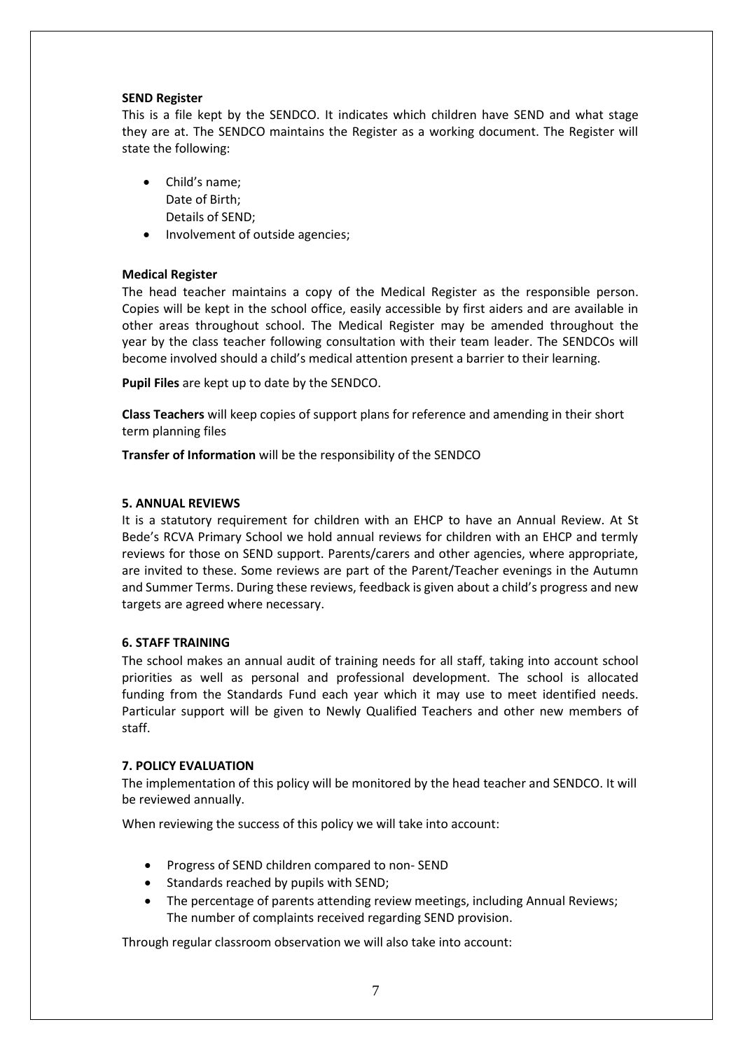**SEND Register**
This is a file kept by the SENDCO. It indicates which children have SEND and what stage they are at. The SENDCO maintains the Register as a working document. The Register will state the following:

- Child's name;
  Date of Birth;
  Details of SEND;
- Involvement of outside agencies;

**Medical Register**
The head teacher maintains a copy of the Medical Register as the responsible person. Copies will be kept in the school office, easily accessible by first aiders and are available in other areas throughout school. The Medical Register may be amended throughout the year by the class teacher following consultation with their team leader. The SENDCOs will become involved should a child's medical attention present a barrier to their learning.

**Pupil Files** are kept up to date by the SENDCO.

**Class Teachers** will keep copies of support plans for reference and amending in their short term planning files

**Transfer of Information** will be the responsibility of the SENDCO

**5. ANNUAL REVIEWS**
It is a statutory requirement for children with an EHCP to have an Annual Review. At St Bede's RCVA Primary School we hold annual reviews for children with an EHCP and termly reviews for those on SEND support. Parents/carers and other agencies, where appropriate, are invited to these. Some reviews are part of the Parent/Teacher evenings in the Autumn and Summer Terms. During these reviews, feedback is given about a child's progress and new targets are agreed where necessary.

**6. STAFF TRAINING**
The school makes an annual audit of training needs for all staff, taking into account school priorities as well as personal and professional development. The school is allocated funding from the Standards Fund each year which it may use to meet identified needs. Particular support will be given to Newly Qualified Teachers and other new members of staff.

**7. POLICY EVALUATION**
The implementation of this policy will be monitored by the head teacher and SENDCO. It will be reviewed annually.

When reviewing the success of this policy we will take into account:

- Progress of SEND children compared to non- SEND
- Standards reached by pupils with SEND;
- The percentage of parents attending review meetings, including Annual Reviews;
  The number of complaints received regarding SEND provision.

Through regular classroom observation we will also take into account: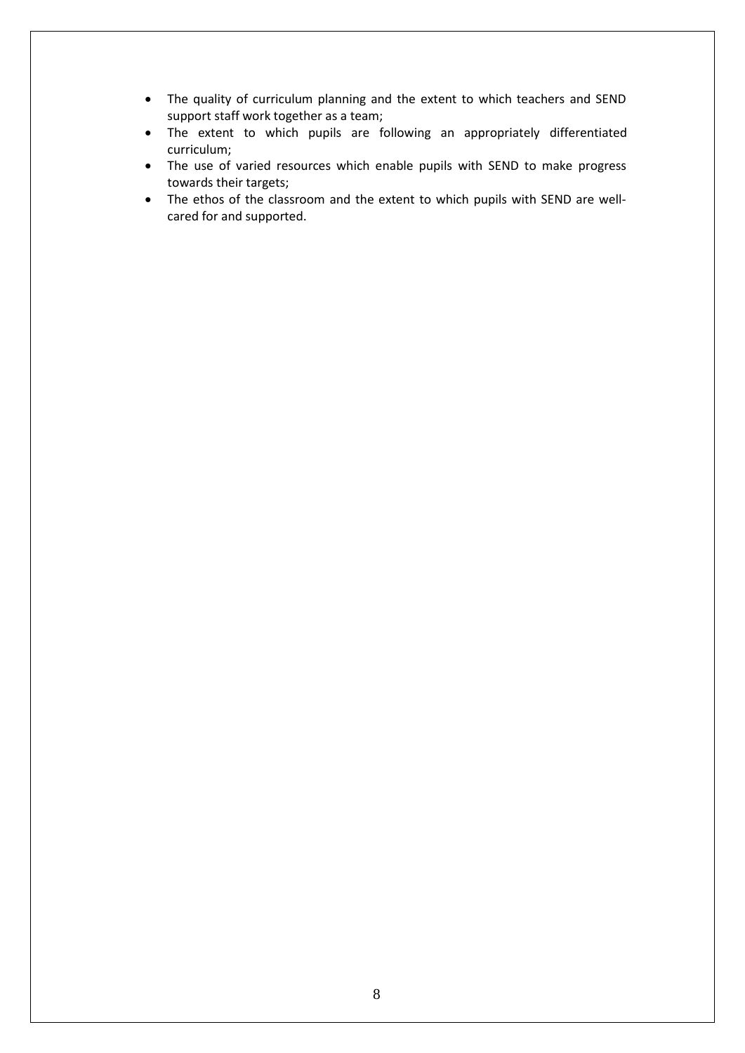- The quality of curriculum planning and the extent to which teachers and SEND support staff work together as a team;
- The extent to which pupils are following an appropriately differentiated curriculum;
- The use of varied resources which enable pupils with SEND to make progress towards their targets;
- The ethos of the classroom and the extent to which pupils with SEND are well-cared for and supported.